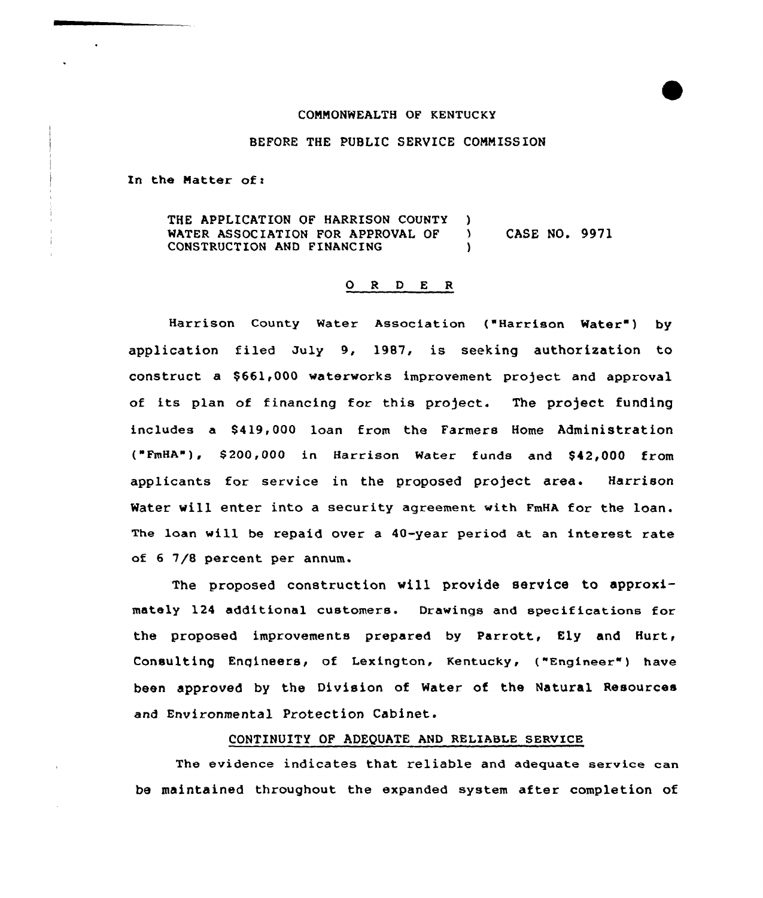COMMONWEALTH OF KENTUCKY

BEFORE THE PUBLIC SERVICE COMMISSION

In the Matter of:

THE APPLICATION OF HARRISON COUNTY WATER ASSOCIATION FOR APPROVAL OF CONSTRUCTION AND FINANCING ) CASE NO. 9971

## O R D E R

Harrison County Water Association ("Harrison Water") by application filed July 9, 1987, is seeking authorization to construct a $661,000 waterworks improvement project and approval of its plan of financing for this project. The project funding includes a $419,000 loan from the Farmers Home Administration ("FmHA"), $200,000 in Harrison Water funds and $42,000 from applicants for service in the proposed project area. Harrison Water will enter into a security agreement with FmHA for the loan. The loan will be repaid over a 40-year period at an interest rate of 6 7/8 percent per annum.

The proposed construction will provide service to approximately 124 additional customers. Drawings and specifications for the proposed improvements prepared by Parrott, Ely and Hurt, Consulting Engineers, of Lexington, Kentucky, ("Engineer") have been approved by the Division of Water of the Natural Resources and Environmental Protection Cabinet.

### CONTINUITY OF ADEQUATE AND RELIABLE SERVICE

The evidence indicates that reliable and adequate service can be maintained throughout the expanded system after completion of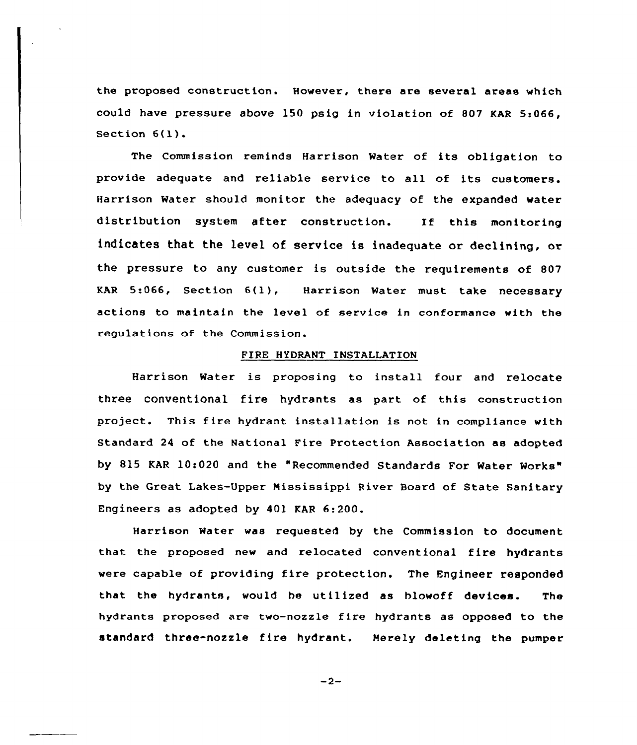the proposed construction. However, there are several areas which could have pressure above 150 psig in violation of 807 KAR 5:066, Section 6(1).

The Commission reminds Harrison Water of its obligation to provide adequate and reliable service to all of its customers. Harrison Water should monitor the adequacy of the expanded water distribution system after construction. If this monitoring indicates that the level of service is inadequate or declining, or the pressure to any customer is outside the requirements of 807 KAR 5:066, Section 6(1), Harrison Water must take necessary actions to maintain the level of service in conformance with the regulations of the Commission.

## FIRE HYDRANT INSTALLATION

Harrison Water is proposing to install four and relocate three conventional fire hydrants as part of this construction project. This fire hydrant installation is not in compliance with Standard 24 of the National Fire Protection Association as adopted by 815 KAR 10:020 and the "Recommended Standards For Water Works" by the Great Lakes-Upper Mississippi River Board of State Sanitary Engineers as adopted by 401 KAR 6:200.

Harrison Water was requested by the Commission to document that the proposed new and relocated conventional fire hydrants were capable of providing fire protection. The Engineer responded that the hydrants, would be utilized as blowoff devices. The hydrants proposed are two-nozzle fire hydrants as opposed to the standard three-nozzle fire hydrant. Merely deleting the pumper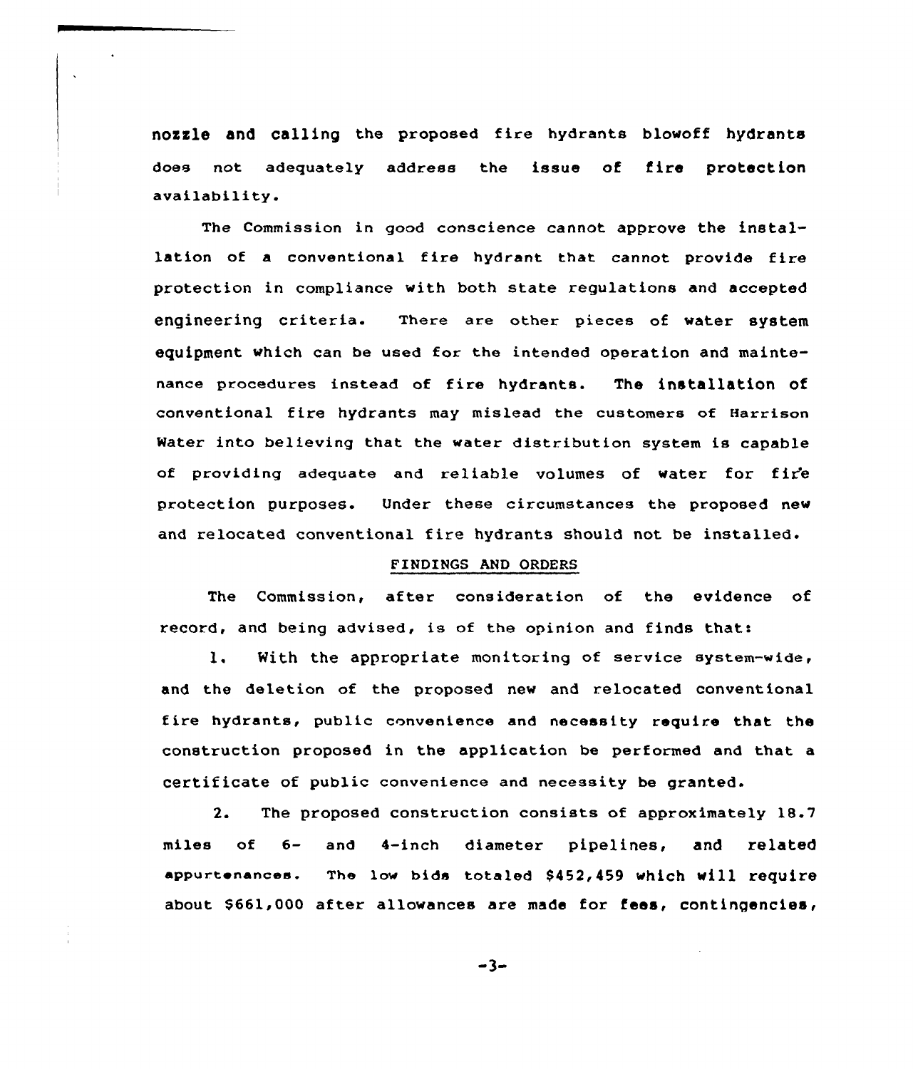nozzle and calling the proposed fire hydrants blowoff hydrants does not adequately address the issue of fire protection availability.

The Commission in good conscience cannot approve the installation of a conventional fire hydrant that cannot provide fire protection in compliance with both state regulations and accepted engineering criteria. There are other pieces of water system equipment which can be used for the intended operation and maintenance procedures instead of fire hydrants. The installation of conventional fire hydrants may mislead the customers of Harrison Water into believing that the water distribution system is capable of providing adequate and reliable volumes of water for fire protection purposes. Under these circumstances the proposed new and relocated conventional fire hydrants should not be installed.

## FINDINGS AND ORDERS

The Commission, after consideration of the evidence of record, and being advised, is of the opinion and finds that:

1. With the appropriate monitoring of service system-wide, and the deletion of the proposed new and relocated conventional fire hydrants, public convenience and necessity require that the construction proposed in the application be performed and that a certificate of public convenience and necessity be granted.

2. The proposed construction consists of approximately 18.7 miles of 6- and 4-inch diameter pipelines, and related appurtenances. The low bids totaled $452,459 which will require about $661,000 after allowances are made for fees, contingencies,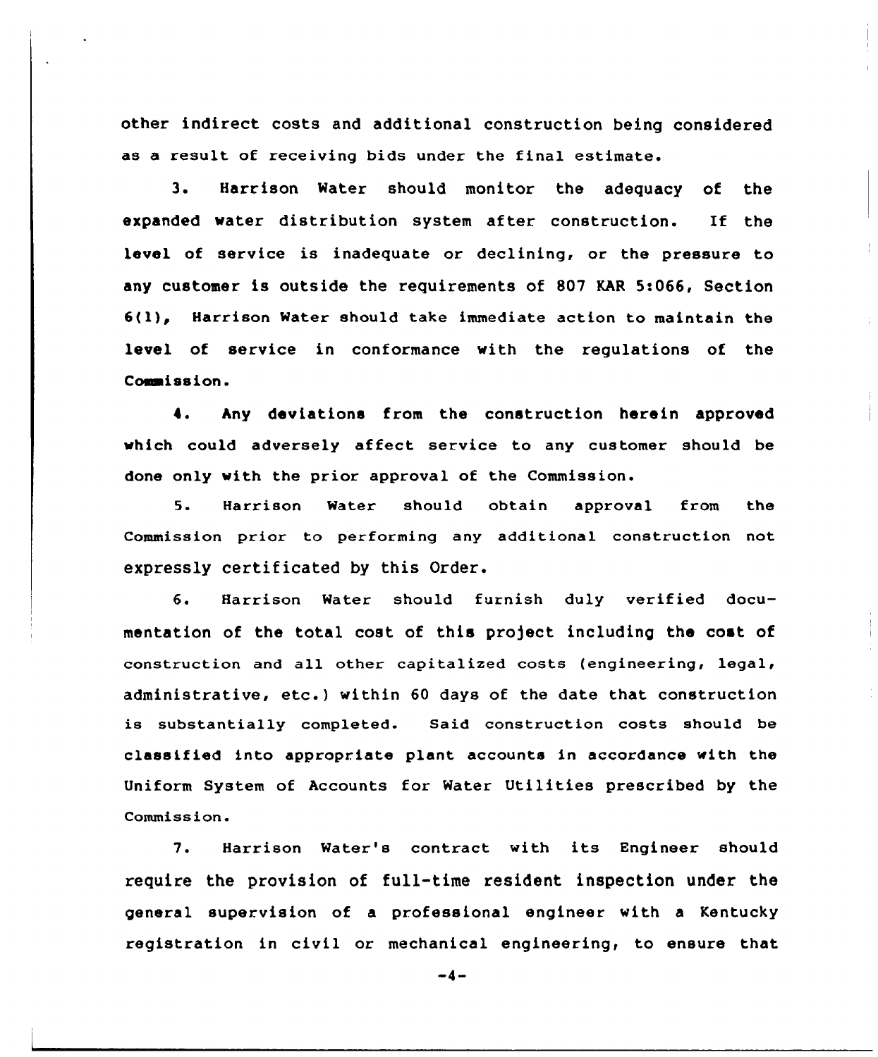other indirect costs and additional construction being considered as a result of receiving bids under the final estimate.

3. Harrison Water should monitor the adequacy of the expanded water distribution system after construction. If the level of service is inadequate or declining, or the pressure to any customer is outside the requirements of 807 KAR 5:066, Section 6(1), Harrison Water should take immediate action to maintain the level of service in conformance with the regulations of the Commission.

4. Any deviations from the construction herein approved which could adversely affect service to any customer should be done only with the prior approval of the Commission.

5. Harrison Water should obtain approval from the Commission prior to performing any additional construction not expressly certificated by this Order.

6. Harrison Water should furnish duly verified documentation of the total cost of this project including the cost of construction and all other capitalized costs (engineering, legal, administrative, etc.) within 60 days of the date that construction is substantially completed. Said construction costs should be classified into appropriate plant accounts in accordance with the Uniform System of Accounts for Water Utilities prescribed by the Commission.

7. Harrison Water's contract with its Engineer should require the provision of full-time resident inspection under the general supervision of a professional engineer with a Kentucky registration in civil or mechanical engineering, to ensure that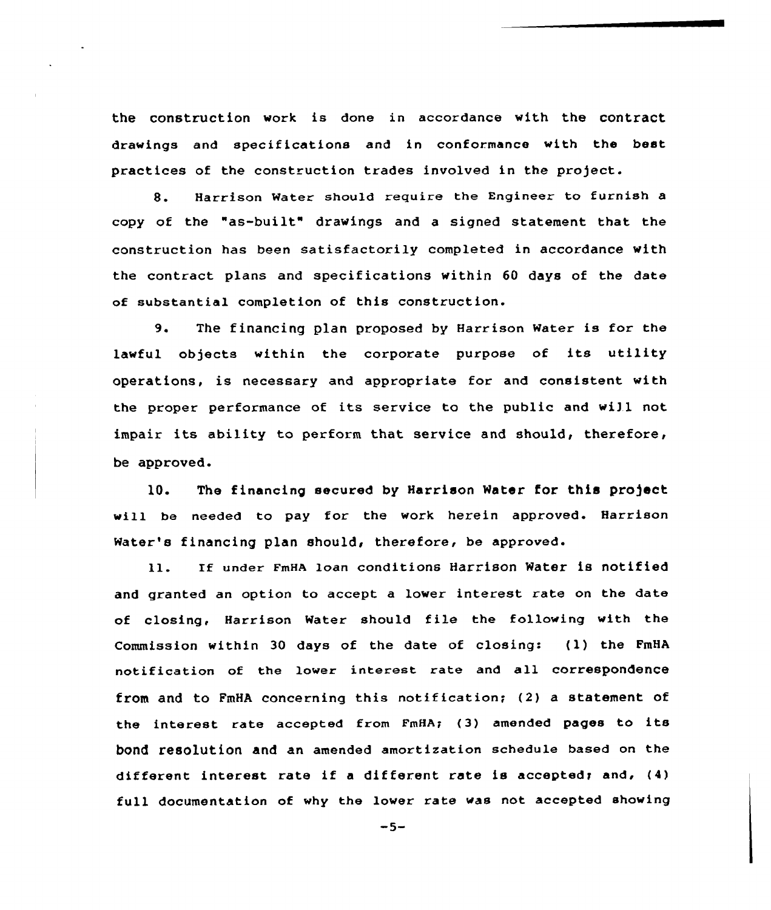the construction work is done in accordance with the contract drawings and specifications and in conformance with the best practices of the construction trades involved in the project.

8. Harrison Water should require the Engineer to furnish a copy of the "as-built" drawings and a signed statement that the construction has been satisfactorily completed in accordance with the contract plans and specifications within 60 days of the date of substantial completion of this construction.

9. The financing plan proposed by Harrison Water is for the lawful objects within the corporate purpose of its utility operations, is necessary and appropriate for and consistent with the proper performance of its service to the public and will not impair its ability to perform that service and should, therefore, be approved.

10. The financing secured by Harrison Water for this project will be needed to pay for the work herein approved. Harrison Water's financing plan should, therefore, be approved.

11. If under FmHA loan conditions Harrison Water is notified and granted an option to accept a lower interest rate on the date of closing, Harrison Water should file the following with the Commission within 30 days of the date of closing: (1) the FmHA notification of the lower interest rate and all correspondence from and to FmHA concerning this notification; (2) a statement of the interest rate accepted from FmHA; (3) amended pages to its bond resolution and an amended amortization schedule based on the different interest rate if a different rate is accepted; and, (4) full documentation of why the lower rate was not accepted showing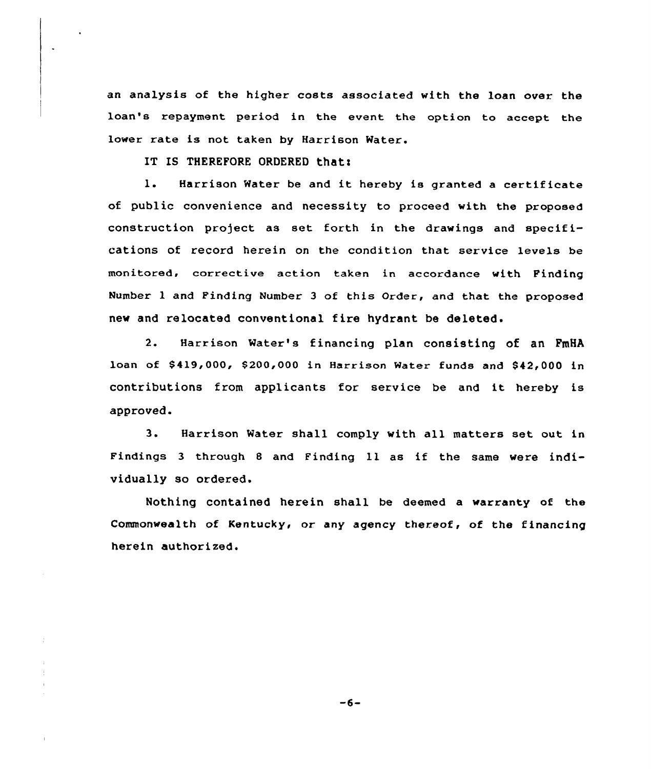an analysis of the higher costs associated with the loan over the loan's repayment period in the event the option to accept the lower rate is not taken by Harrison Water.

IT IS THEREFORE ORDERED that:

1. Harrison Water be and it hereby is granted a certificate of public convenience and necessity to proceed with the proposed construction project as set forth in the drawings and specifications of record herein on the condition that service levels be monitored, corrective action taken in accordance with Finding Number 1 and Finding Number 3 of this Order, and that the proposed new and relocated conventional fire hydrant be deleted.

2. Harrison Water's financing plan consisting of an FmHA loan of $419,000, $200,000 in Harrison Water funds and $42,000 in contributions from applicants for service be and it hereby is approved.

3. Harrison Water shall comply with all matters set out in Findings 3 through 8 and Finding 11 as if the same were individually so ordered.

Nothing contained herein shall be deemed a warranty of the Commonwealth of Kentucky, or any agency thereof, of the financing herein authorized.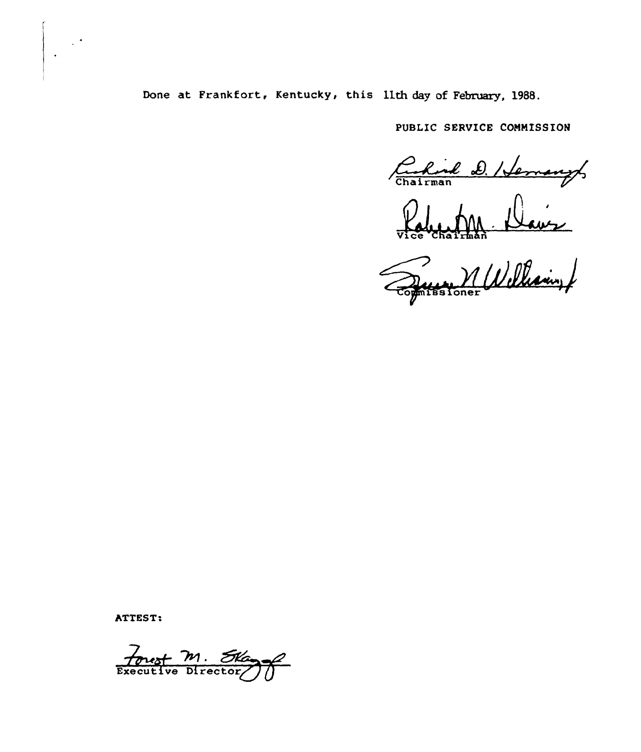Done at Frankfort, Kentucky, this 11th day of February, 1988.

PUBLIC SERVICE COMMISSION

Chairman

Vice Chairman

Commissioner

ATTEST:

Executive Director